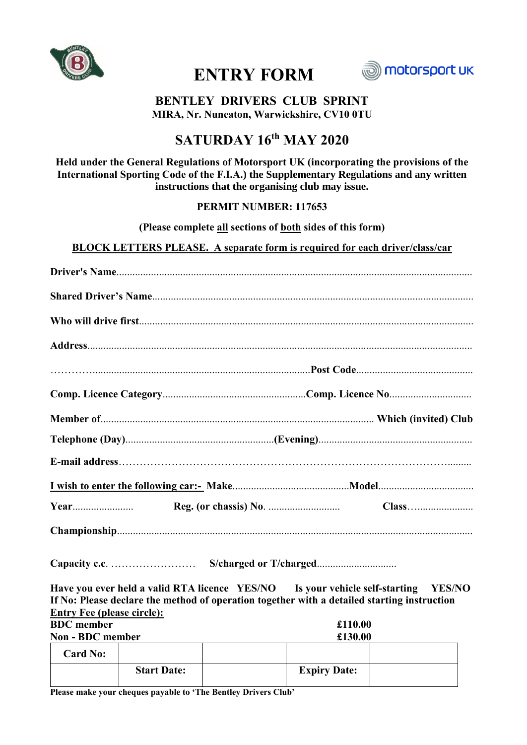# ENTRY FORM

## BENTLEY DRIVERS CLUB SPRINT

**MIRA, Nr. Nuneaton, Warwickshire, CV10 0TU**

## SATURDAY 16th MAY 2020

**Held under the General Regulations of Motorsport UK (incorporating the provisions of the International Sporting Code of the F.I.A.) the Supplementary Regulations and any written instructions that the organising club may issue.**

**PERMIT NUMBER: 117653**

**(Please complete all sections of both sides of this form)**

**BLOCK LETTERS PLEASE. A separate form is required for each driver/class/car**

**Driver's Name**......................................................................................................................................

**Shared Driver's Name**..........................................................................................................................

**Who will drive first**..............................................................................................................................

**Address**..................................................................................................................................................

………….................................................................................**Post Code**............................................

**Comp. Licence Category**......................................................**Comp. Licence No**...............................

**Member of**...................................................................................................... **Which (invited) Club**

**Telephone (Day)**........................................................**(Evening)**..........................................................

**E-mail address**…………………………………………………………………………………….........

**I wish to enter the following car:-** **Make**............................................**Model**...................................

**Year**....................... **Reg. (or chassis) No**. ........................... **Class**…....................

**Championship**.......................................................................................................................................

**Capacity c.c**. …………………… **S/charged or T/charged**.............................

**Have you ever held a valid RTA licence YES/NO Is your vehicle self-starting YES/NO**
**If No: Please declare the method of operation together with a detailed starting instruction**

**Entry Fee (please circle):**

**BDC member** **£110.00**
**Non - BDC member** **£130.00**

| Card No: | | | | |
|---|---|---|---|---|
| | Start Date: | | Expiry Date: | |

**Please make your cheques payable to 'The Bentley Drivers Club'**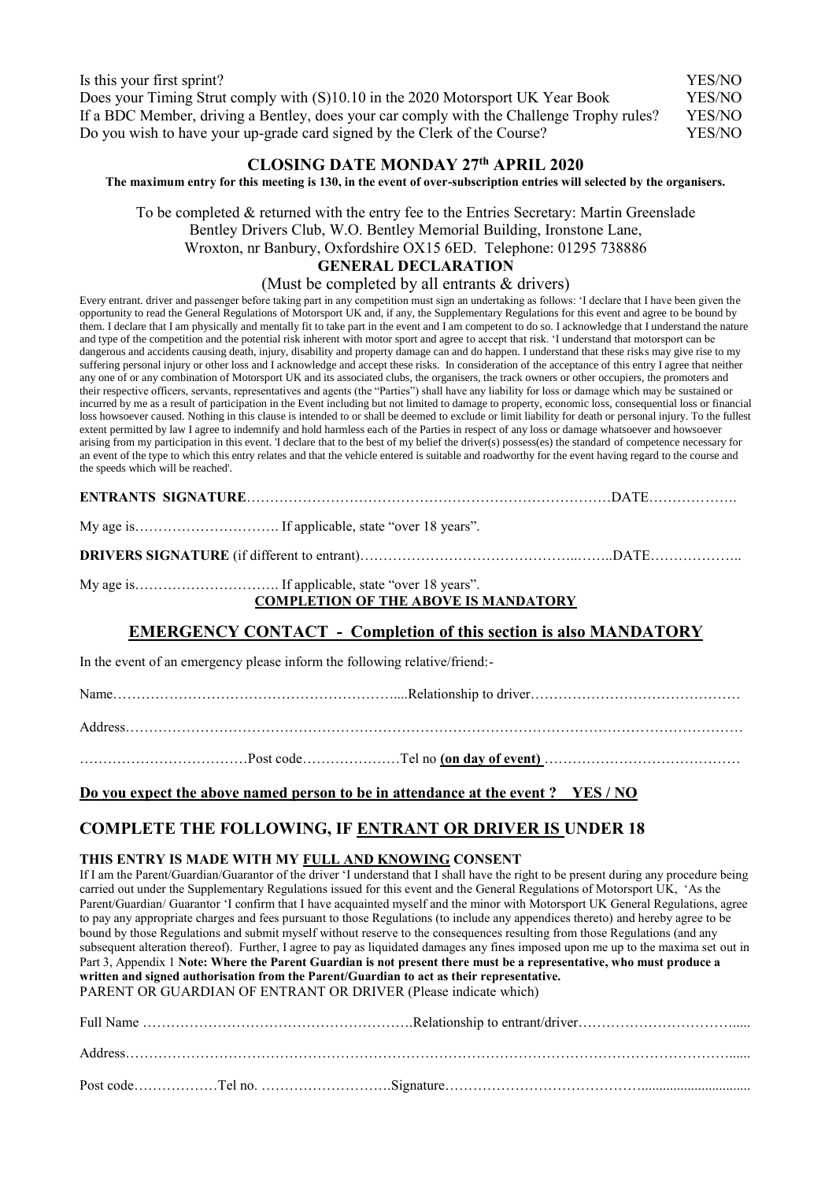| | |
|---|---|
| Is this your first sprint? | YES/NO |
| Does your Timing Strut comply with (S)10.10 in the 2020 Motorsport UK Year Book | YES/NO |
| If a BDC Member, driving a Bentley, does your car comply with the Challenge Trophy rules? | YES/NO |
| Do you wish to have your up-grade card signed by the Clerk of the Course? | YES/NO |

## CLOSING DATE MONDAY 27th APRIL 2020

**The maximum entry for this meeting is 130, in the event of over-subscription entries will be selected by the organisers.**

To be completed & returned with the entry fee to the Entries Secretary: Martin Greenslade
Bentley Drivers Club, W.O. Bentley Memorial Building, Ironstone Lane,
Wroxton, nr Banbury, Oxfordshire OX15 6ED. Telephone: 01295 738886

### GENERAL DECLARATION

(Must be completed by all entrants & drivers)

Every entrant. driver and passenger before taking part in any competition must sign an undertaking as follows: 'I declare that I have been given the opportunity to read the General Regulations of Motorsport UK and, if any, the Supplementary Regulations for this event and agree to be bound by them. I declare that I am physically and mentally fit to take part in the event and I am competent to do so. I acknowledge that I understand the nature and type of the competition and the potential risk inherent with motor sport and agree to accept that risk. 'I understand that motorsport can be dangerous and accidents causing death, injury, disability and property damage can and do happen. I understand that these risks may give rise to my suffering personal injury or other loss and I acknowledge and accept these risks. In consideration of the acceptance of this entry I agree that neither any one of or any combination of Motorsport UK and its associated clubs, the organisers, the track owners or other occupiers, the promoters and their respective officers, servants, representatives and agents (the "Parties") shall have any liability for loss or damage which may be sustained or incurred by me as a result of participation in the Event including but not limited to damage to property, economic loss, consequential loss or financial loss howsoever caused. Nothing in this clause is intended to or shall be deemed to exclude or limit liability for death or personal injury. To the fullest extent permitted by law I agree to indemnify and hold harmless each of the Parties in respect of any loss or damage whatsoever and howsoever arising from my participation in this event. 'I declare that to the best of my belief the driver(s) possess(es) the standard of competence necessary for an event of the type to which this entry relates and that the vehicle entered is suitable and roadworthy for the event having regard to the course and the speeds which will be reached'.

**ENTRANTS SIGNATURE**…………………………………………………………………………DATE……………….

My age is…………………………. If applicable, state "over 18 years".

**DRIVERS SIGNATURE** (if different to entrant)……………………………………………..……..DATE………………..

My age is…………………………. If applicable, state "over 18 years".

**COMPLETION OF THE ABOVE IS MANDATORY**

## EMERGENCY CONTACT - Completion of this section is also MANDATORY

In the event of an emergency please inform the following relative/friend:-

Name…………………………………………………….....Relationship to driver………………………………………

Address……………………………………………………………………………………………………………………

………………………………Post code…………………Tel no **(on day of event)** ……………………………………

**Do you expect the above named person to be in attendance at the event ? YES / NO**

## COMPLETE THE FOLLOWING, IF ENTRANT OR DRIVER IS UNDER 18

**THIS ENTRY IS MADE WITH MY FULL AND KNOWING CONSENT**

If I am the Parent/Guardian/Guarantor of the driver 'I understand that I shall have the right to be present during any procedure being carried out under the Supplementary Regulations issued for this event and the General Regulations of Motorsport UK, 'As the Parent/Guardian/ Guarantor 'I confirm that I have acquainted myself and the minor with Motorsport UK General Regulations, agree to pay any appropriate charges and fees pursuant to those Regulations (to include any appendices thereto) and hereby agree to be bound by those Regulations and submit myself without reserve to the consequences resulting from those Regulations (and any subsequent alteration thereof). Further, I agree to pay as liquidated damages any fines imposed upon me up to the maxima set out in Part 3, Appendix 1 **Note: Where the Parent Guardian is not present there must be a representative, who must produce a written and signed authorisation from the Parent/Guardian to act as their representative.**

PARENT OR GUARDIAN OF ENTRANT OR DRIVER (Please indicate which)

Full Name ………………………………………………….Relationship to entrant/driver…………………………….....

Address…………………………………………………………………………………………………………………......

Post code………………Tel no. ……………………….Signature……………………………………..............................